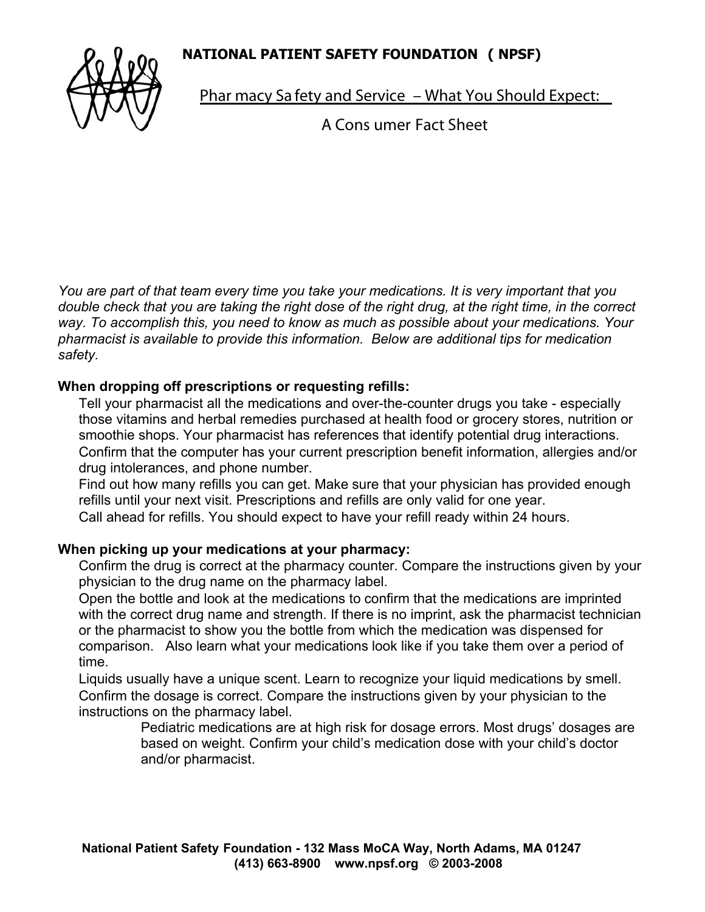**NATIONAL PATIENT SAFETY FOUNDATION ( NPSF)**

# Pharmacy Safety and Service – What You Should Expect:

## A Consumer Fact Sheet

*You are part of that team every time you take your medications. It is very important that you double check that you are taking the right dose of the right drug, at the right time, in the correct way. To accomplish this, you need to know as much as possible about your medications. Your pharmacist is available to provide this information. Below are additional tips for medication safety.*

**When dropping off prescriptions or requesting refills:**

- Tell your pharmacist all the medications and over-the-counter drugs you take - especially those vitamins and herbal remedies purchased at health food or grocery stores, nutrition or smoothie shops. Your pharmacist has references that identify potential drug interactions.
- Confirm that the computer has your current prescription benefit information, allergies and/or drug intolerances, and phone number.
- Find out how many refills you can get. Make sure that your physician has provided enough refills until your next visit. Prescriptions and refills are only valid for one year.
- Call ahead for refills. You should expect to have your refill ready within 24 hours.

**When picking up your medications at your pharmacy:**

- Confirm the drug is correct at the pharmacy counter. Compare the instructions given by your physician to the drug name on the pharmacy label.
- Open the bottle and look at the medications to confirm that the medications are imprinted with the correct drug name and strength. If there is no imprint, ask the pharmacist technician or the pharmacist to show you the bottle from which the medication was dispensed for comparison. Also learn what your medications look like if you take them over a period of time.
- Liquids usually have a unique scent. Learn to recognize your liquid medications by smell.
- Confirm the dosage is correct. Compare the instructions given by your physician to the instructions on the pharmacy label.
  - Pediatric medications are at high risk for dosage errors. Most drugs' dosages are based on weight. Confirm your child's medication dose with your child's doctor and/or pharmacist.

**National Patient Safety Foundation - 132 Mass MoCA Way, North Adams, MA 01247**
**(413) 663-8900 www.npsf.org © 2003-2008**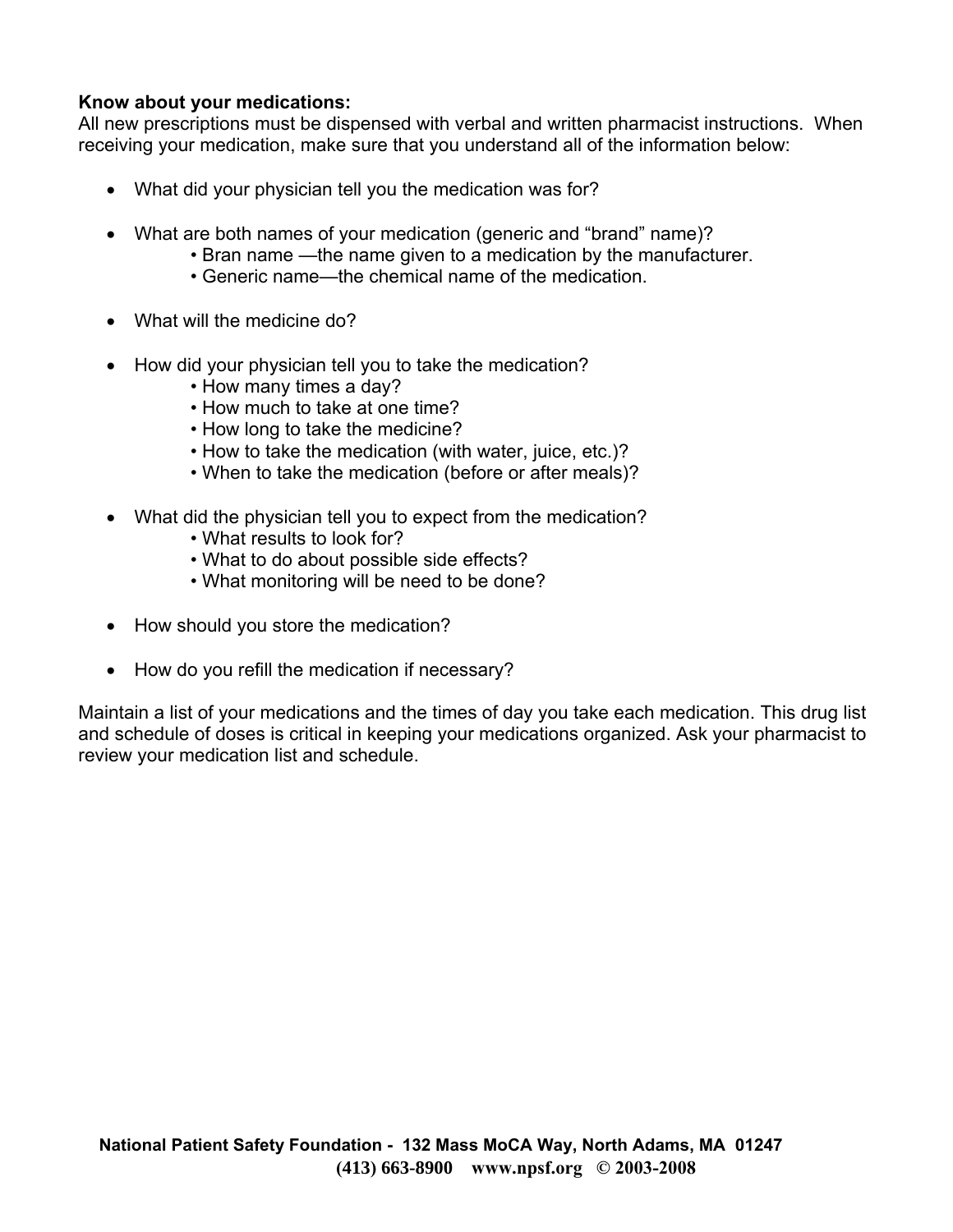**Know about your medications:**
All new prescriptions must be dispensed with verbal and written pharmacist instructions. When receiving your medication, make sure that you understand all of the information below:

- What did your physician tell you the medication was for?
- What are both names of your medication (generic and "brand" name)?
  - Bran name —the name given to a medication by the manufacturer.
  - Generic name—the chemical name of the medication.
- What will the medicine do?
- How did your physician tell you to take the medication?
  - How many times a day?
  - How much to take at one time?
  - How long to take the medicine?
  - How to take the medication (with water, juice, etc.)?
  - When to take the medication (before or after meals)?
- What did the physician tell you to expect from the medication?
  - What results to look for?
  - What to do about possible side effects?
  - What monitoring will be need to be done?
- How should you store the medication?
- How do you refill the medication if necessary?

Maintain a list of your medications and the times of day you take each medication. This drug list and schedule of doses is critical in keeping your medications organized. Ask your pharmacist to review your medication list and schedule.

**National Patient Safety Foundation - 132 Mass MoCA Way, North Adams, MA 01247**
**(413) 663-8900 www.npsf.org © 2003-2008**